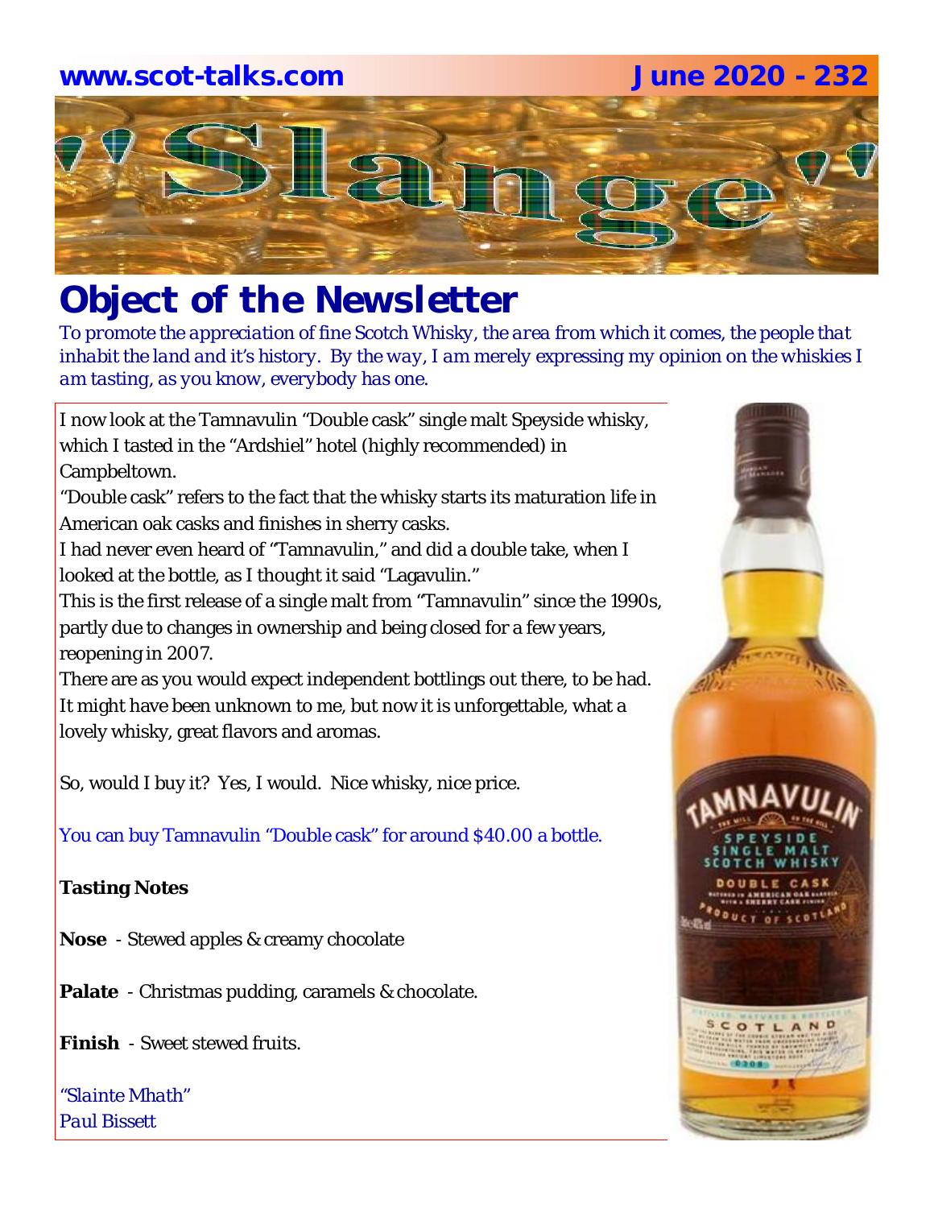www.scot-talks.com June 2020 - 232

# "Slange"

# Object of the Newsletter

*To promote the appreciation of fine Scotch Whisky, the area from which it comes, the people that inhabit the land and it's history. By the way, I am merely expressing my opinion on the whiskies I am tasting, as you know, everybody has one.*

I now look at the Tamnavulin "Double cask" single malt Speyside whisky, which I tasted in the "Ardshiel" hotel (highly recommended) in Campbeltown.

"Double cask" refers to the fact that the whisky starts its maturation life in American oak casks and finishes in sherry casks.

I had never even heard of "Tamnavulin," and did a double take, when I looked at the bottle, as I thought it said "Lagavulin."

This is the first release of a single malt from "Tamnavulin" since the 1990s, partly due to changes in ownership and being closed for a few years, reopening in 2007.

There are as you would expect independent bottlings out there, to be had. It might have been unknown to me, but now it is unforgettable, what a lovely whisky, great flavors and aromas.

So, would I buy it? Yes, I would. Nice whisky, nice price.

You can buy Tamnavulin "Double cask" for around $40.00 a bottle.

**Tasting Notes**

**Nose** - Stewed apples & creamy chocolate

**Palate** - Christmas pudding, caramels & chocolate.

**Finish** - Sweet stewed fruits.

*"Slainte Mhath"*
*Paul Bissett*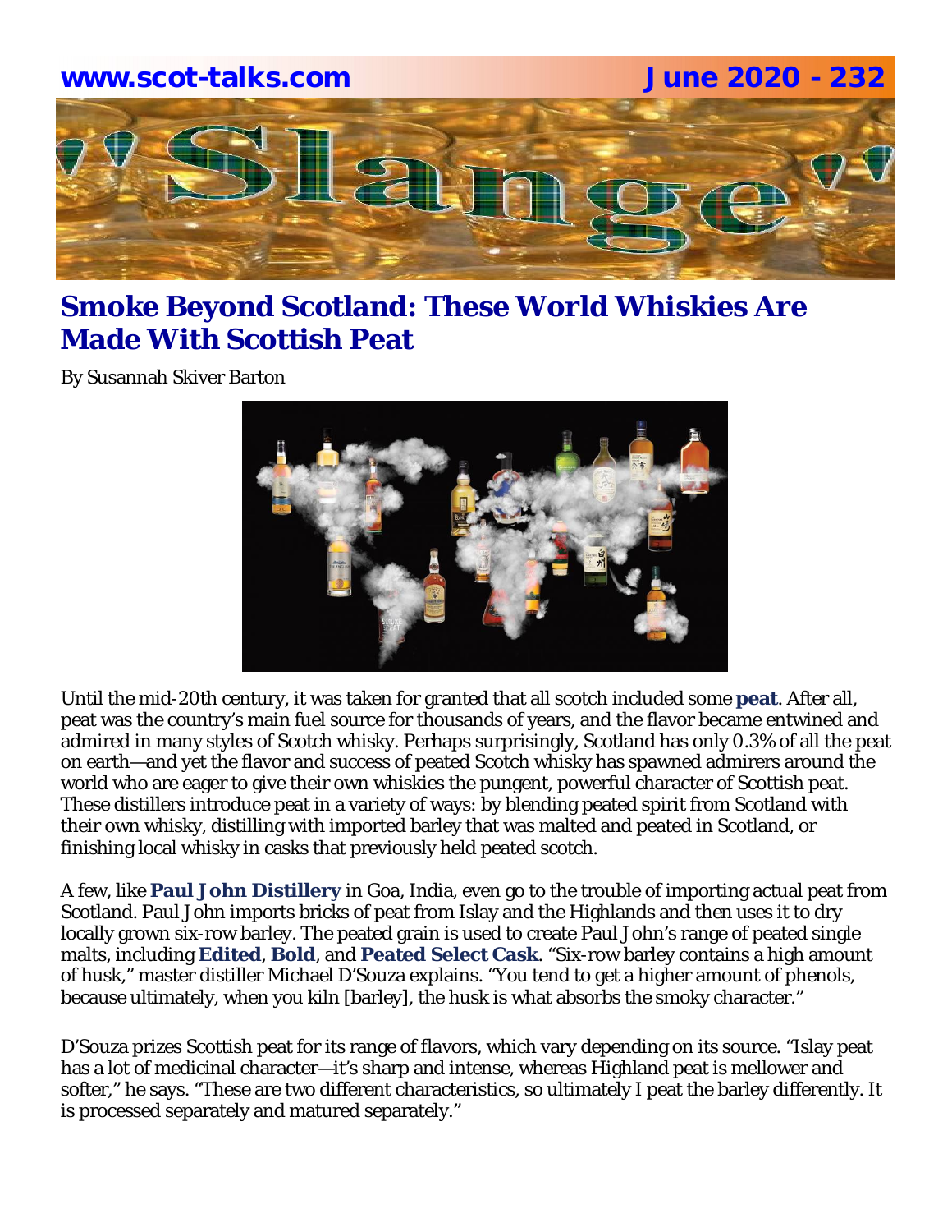# Smoke Beyond Scotland: These World Whiskies Are Made With Scottish Peat

By Susannah Skiver Barton

Until the mid-20th century, it was taken for granted that all scotch included some **peat**. After all, peat was the country's main fuel source for thousands of years, and the flavor became entwined and admired in many styles of Scotch whisky. Perhaps surprisingly, Scotland has only 0.3% of all the peat on earth—and yet the flavor and success of peated Scotch whisky has spawned admirers around the world who are eager to give their own whiskies the pungent, powerful character of Scottish peat. These distillers introduce peat in a variety of ways: by blending peated spirit from Scotland with their own whisky, distilling with imported barley that was malted and peated in Scotland, or finishing local whisky in casks that previously held peated scotch.

A few, like **Paul John Distillery** in Goa, India, even go to the trouble of importing actual peat from Scotland. Paul John imports bricks of peat from Islay and the Highlands and then uses it to dry locally grown six-row barley. The peated grain is used to create Paul John's range of peated single malts, including **Edited**, **Bold**, and **Peated Select Cask**. "Six-row barley contains a high amount of husk," master distiller Michael D'Souza explains. "You tend to get a higher amount of phenols, because ultimately, when you kiln [barley], the husk is what absorbs the smoky character."

D'Souza prizes Scottish peat for its range of flavors, which vary depending on its source. "Islay peat has a lot of medicinal character—it's sharp and intense, whereas Highland peat is mellower and softer," he says. "These are two different characteristics, so ultimately I peat the barley differently. It is processed separately and matured separately."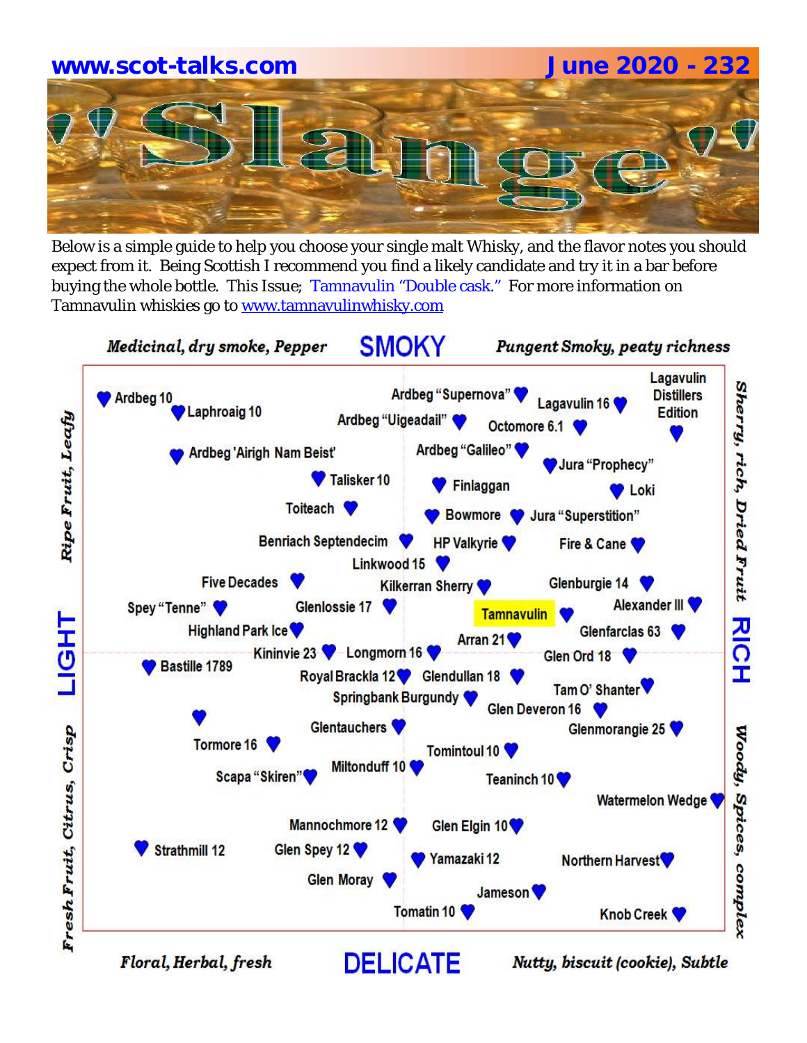**www.scot-talks.com** **June 2020 - 232**

# "Slange"

Below is a simple guide to help you choose your single malt Whisky, and the flavor notes you should expect from it. Being Scottish I recommend you find a likely candidate and try it in a bar before buying the whole bottle. This Issue; Tamnavulin "Double cask." For more information on Tamnavulin whiskies go to www.tamnavulinwhisky.com

*Medicinal, dry smoke, Pepper* **SMOKY** *Pungent Smoky, peaty richness*

*Ripe Fruit, Leafy* **LIGHT** *Fresh Fruit, Citrus, Crisp*

*Sherry, rich, Dried Fruit* **RICH** *Woody, Spices, complex*

Ardbeg 10, Laphroaig 10, Ardbeg "Supernova", Lagavulin 16, Lagavulin Distillers Edition, Ardbeg "Uigeadail", Octomore 6.1, Ardbeg 'Airigh Nam Beist', Ardbeg "Galileo", Jura "Prophecy", Talisker 10, Finlaggan, Loki, Toiteach, Bowmore, Jura "Superstition", Benriach Septendecim, HP Valkyrie, Fire & Cane, Linkwood 15, Five Decades, Kilkerran Sherry, Glenburgie 14, Spey "Tenne", Glenlossie 17, Tamnavulin, Alexander III, Highland Park Ice, Arran 21, Glenfarclas 63, Kininvie 23, Longmorn 16, Glen Ord 18, Bastille 1789, Royal Brackla 12, Glendullan 18, Tam O' Shanter, Springbank Burgundy, Glen Deveron 16, Glentauchers, Glenmorangie 25, Tormore 16, Tomintoul 10, Miltonduff 10, Scapa "Skiren", Teaninch 10, Watermelon Wedge, Mannochmore 12, Glen Elgin 10, Strathmill 12, Glen Spey 12, Yamazaki 12, Northern Harvest, Glen Moray, Jameson, Tomatin 10, Knob Creek

*Floral, Herbal, fresh* **DELICATE** *Nutty, biscuit (cookie), Subtle*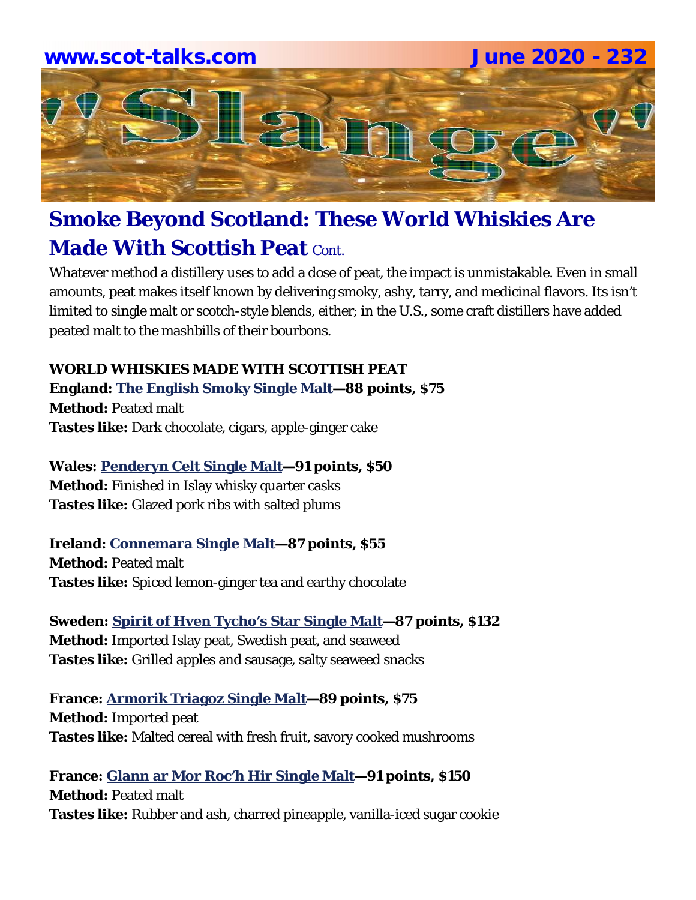## Smoke Beyond Scotland: These World Whiskies Are Made With Scottish Peat Cont.

Whatever method a distillery uses to add a dose of peat, the impact is unmistakable. Even in small amounts, peat makes itself known by delivering smoky, ashy, tarry, and medicinal flavors. Its isn't limited to single malt or scotch-style blends, either; in the U.S., some craft distillers have added peated malt to the mashbills of their bourbons.

**WORLD WHISKIES MADE WITH SCOTTISH PEAT**

**England: The English Smoky Single Malt—88 points, $75**
**Method:** Peated malt
**Tastes like:** Dark chocolate, cigars, apple-ginger cake

**Wales: Penderyn Celt Single Malt—91 points, $50**
**Method:** Finished in Islay whisky quarter casks
**Tastes like:** Glazed pork ribs with salted plums

**Ireland: Connemara Single Malt—87 points, $55**
**Method:** Peated malt
**Tastes like:** Spiced lemon-ginger tea and earthy chocolate

**Sweden: Spirit of Hven Tycho's Star Single Malt—87 points, $132**
**Method:** Imported Islay peat, Swedish peat, and seaweed
**Tastes like:** Grilled apples and sausage, salty seaweed snacks

**France: Armorik Triagoz Single Malt—89 points, $75**
**Method:** Imported peat
**Tastes like:** Malted cereal with fresh fruit, savory cooked mushrooms

**France: Glann ar Mor Roc'h Hir Single Malt—91 points, $150**
**Method:** Peated malt
**Tastes like:** Rubber and ash, charred pineapple, vanilla-iced sugar cookie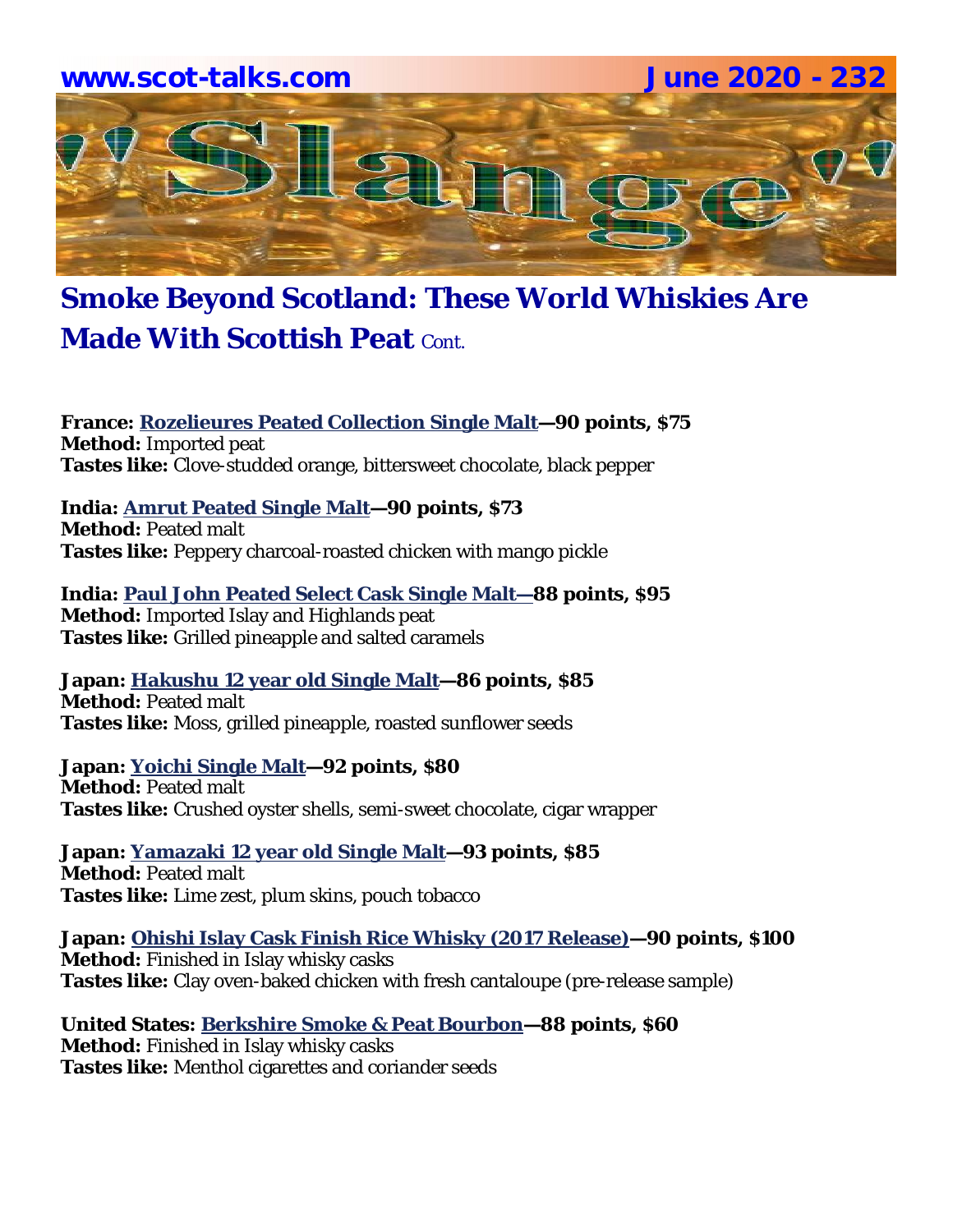## Smoke Beyond Scotland: These World Whiskies Are Made With Scottish Peat Cont.

**France: Rozelieures Peated Collection Single Malt—90 points, $75**
**Method:** Imported peat
**Tastes like:** Clove-studded orange, bittersweet chocolate, black pepper

**India: Amrut Peated Single Malt—90 points, $73**
**Method:** Peated malt
**Tastes like:** Peppery charcoal-roasted chicken with mango pickle

**India: Paul John Peated Select Cask Single Malt—88 points, $95**
**Method:** Imported Islay and Highlands peat
**Tastes like:** Grilled pineapple and salted caramels

**Japan: Hakushu 12 year old Single Malt—86 points, $85**
**Method:** Peated malt
**Tastes like:** Moss, grilled pineapple, roasted sunflower seeds

**Japan: Yoichi Single Malt—92 points, $80**
**Method:** Peated malt
**Tastes like:** Crushed oyster shells, semi-sweet chocolate, cigar wrapper

**Japan: Yamazaki 12 year old Single Malt—93 points, $85**
**Method:** Peated malt
**Tastes like:** Lime zest, plum skins, pouch tobacco

**Japan: Ohishi Islay Cask Finish Rice Whisky (2017 Release)—90 points, $100**
**Method:** Finished in Islay whisky casks
**Tastes like:** Clay oven-baked chicken with fresh cantaloupe (pre-release sample)

**United States: Berkshire Smoke & Peat Bourbon—88 points, $60**
**Method:** Finished in Islay whisky casks
**Tastes like:** Menthol cigarettes and coriander seeds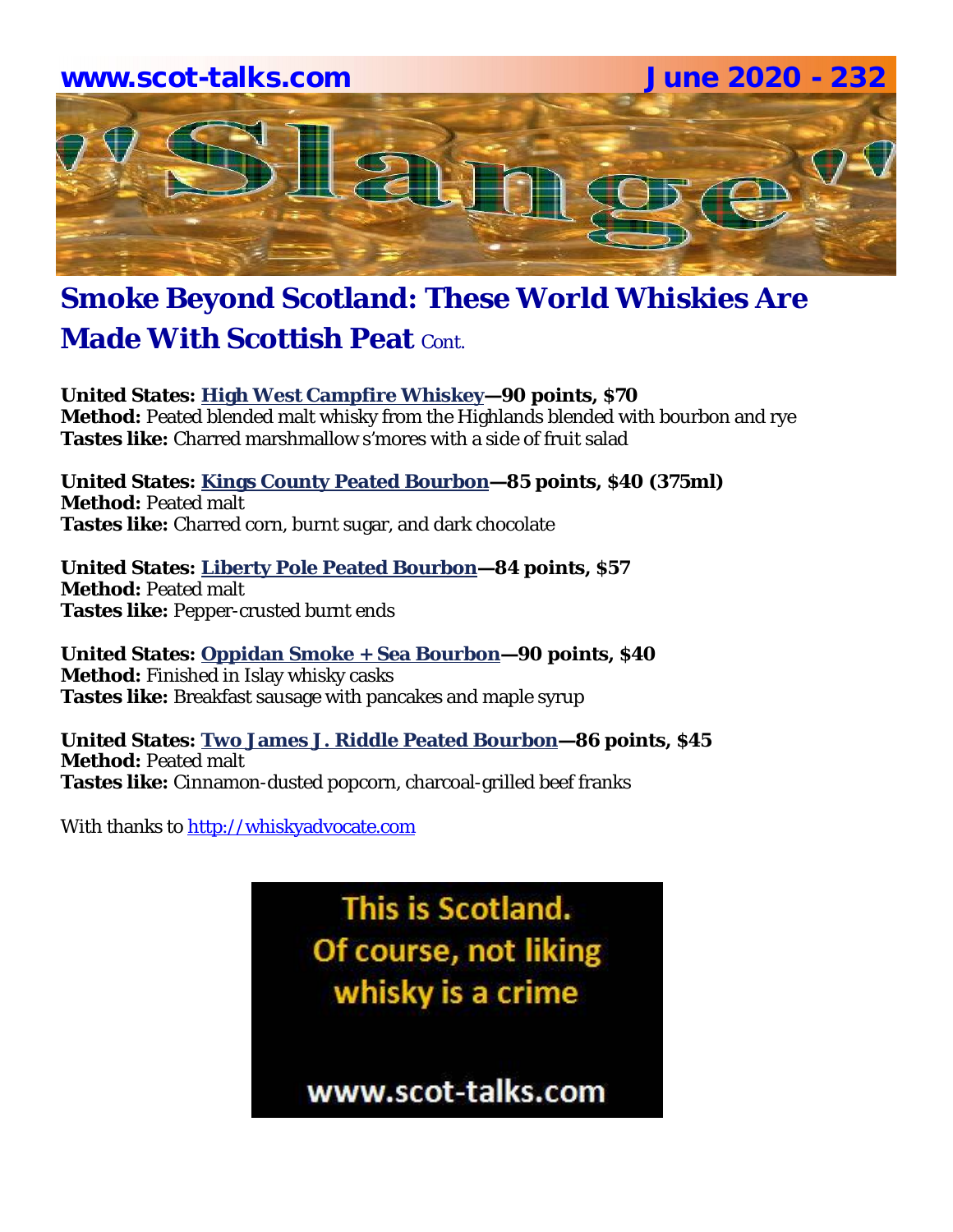## Smoke Beyond Scotland: These World Whiskies Are Made With Scottish Peat Cont.

**United States: High West Campfire Whiskey—90 points, $70**
**Method:** Peated blended malt whisky from the Highlands blended with bourbon and rye
**Tastes like:** Charred marshmallow s'mores with a side of fruit salad

**United States: Kings County Peated Bourbon—85 points, $40 (375ml)**
**Method:** Peated malt
**Tastes like:** Charred corn, burnt sugar, and dark chocolate

**United States: Liberty Pole Peated Bourbon—84 points, $57**
**Method:** Peated malt
**Tastes like:** Pepper-crusted burnt ends

**United States: Oppidan Smoke + Sea Bourbon—90 points, $40**
**Method:** Finished in Islay whisky casks
**Tastes like:** Breakfast sausage with pancakes and maple syrup

**United States: Two James J. Riddle Peated Bourbon—86 points, $45**
**Method:** Peated malt
**Tastes like:** Cinnamon-dusted popcorn, charcoal-grilled beef franks

With thanks to http://whiskyadvocate.com

This is Scotland.
Of course, not liking whisky is a crime

www.scot-talks.com